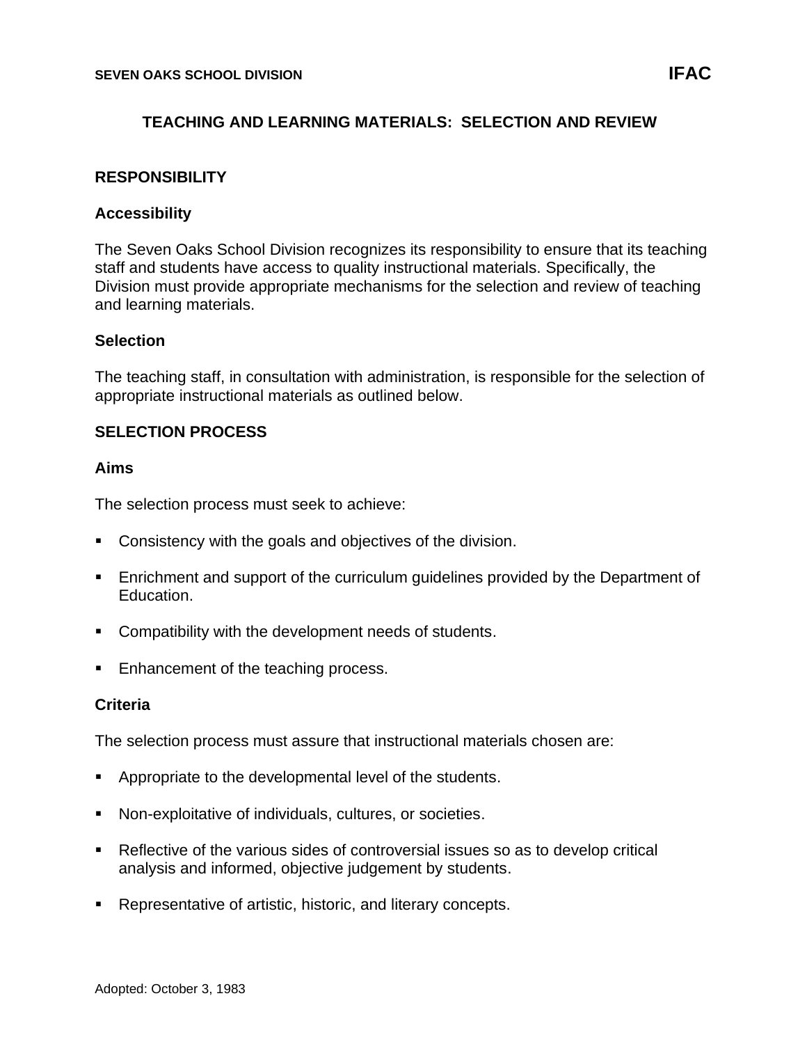SEVEN OAKS SCHOOL DIVISION **IFAC**

# TEACHING AND LEARNING MATERIALS: SELECTION AND REVIEW

## RESPONSIBILITY

### Accessibility

The Seven Oaks School Division recognizes its responsibility to ensure that its teaching staff and students have access to quality instructional materials. Specifically, the Division must provide appropriate mechanisms for the selection and review of teaching and learning materials.

### Selection

The teaching staff, in consultation with administration, is responsible for the selection of appropriate instructional materials as outlined below.

## SELECTION PROCESS

### Aims

The selection process must seek to achieve:

- Consistency with the goals and objectives of the division.
- Enrichment and support of the curriculum guidelines provided by the Department of Education.
- Compatibility with the development needs of students.
- Enhancement of the teaching process.

### Criteria

The selection process must assure that instructional materials chosen are:

- Appropriate to the developmental level of the students.
- Non-exploitative of individuals, cultures, or societies.
- Reflective of the various sides of controversial issues so as to develop critical analysis and informed, objective judgement by students.
- Representative of artistic, historic, and literary concepts.

Adopted: October 3, 1983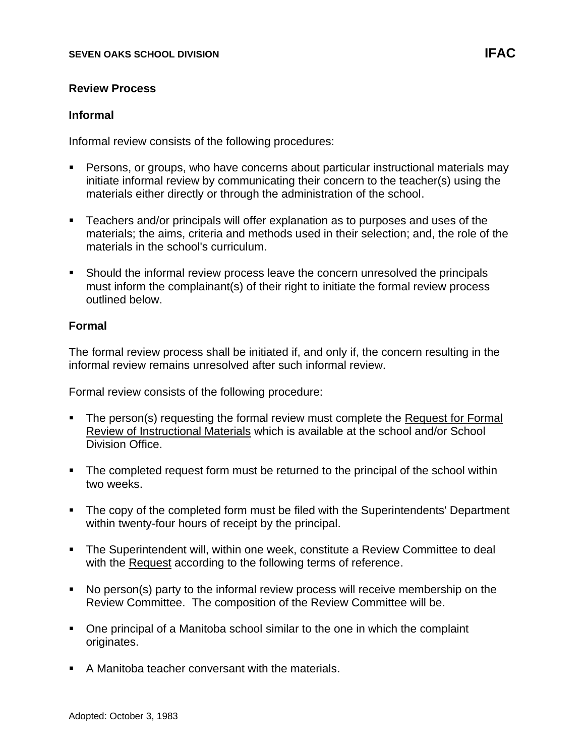## Review Process

### Informal

Informal review consists of the following procedures:

- Persons, or groups, who have concerns about particular instructional materials may initiate informal review by communicating their concern to the teacher(s) using the materials either directly or through the administration of the school.
- Teachers and/or principals will offer explanation as to purposes and uses of the materials; the aims, criteria and methods used in their selection; and, the role of the materials in the school's curriculum.
- Should the informal review process leave the concern unresolved the principals must inform the complainant(s) of their right to initiate the formal review process outlined below.

### Formal

The formal review process shall be initiated if, and only if, the concern resulting in the informal review remains unresolved after such informal review.

Formal review consists of the following procedure:

- The person(s) requesting the formal review must complete the Request for Formal Review of Instructional Materials which is available at the school and/or School Division Office.
- The completed request form must be returned to the principal of the school within two weeks.
- The copy of the completed form must be filed with the Superintendents' Department within twenty-four hours of receipt by the principal.
- The Superintendent will, within one week, constitute a Review Committee to deal with the Request according to the following terms of reference.
- No person(s) party to the informal review process will receive membership on the Review Committee. The composition of the Review Committee will be.
- One principal of a Manitoba school similar to the one in which the complaint originates.
- A Manitoba teacher conversant with the materials.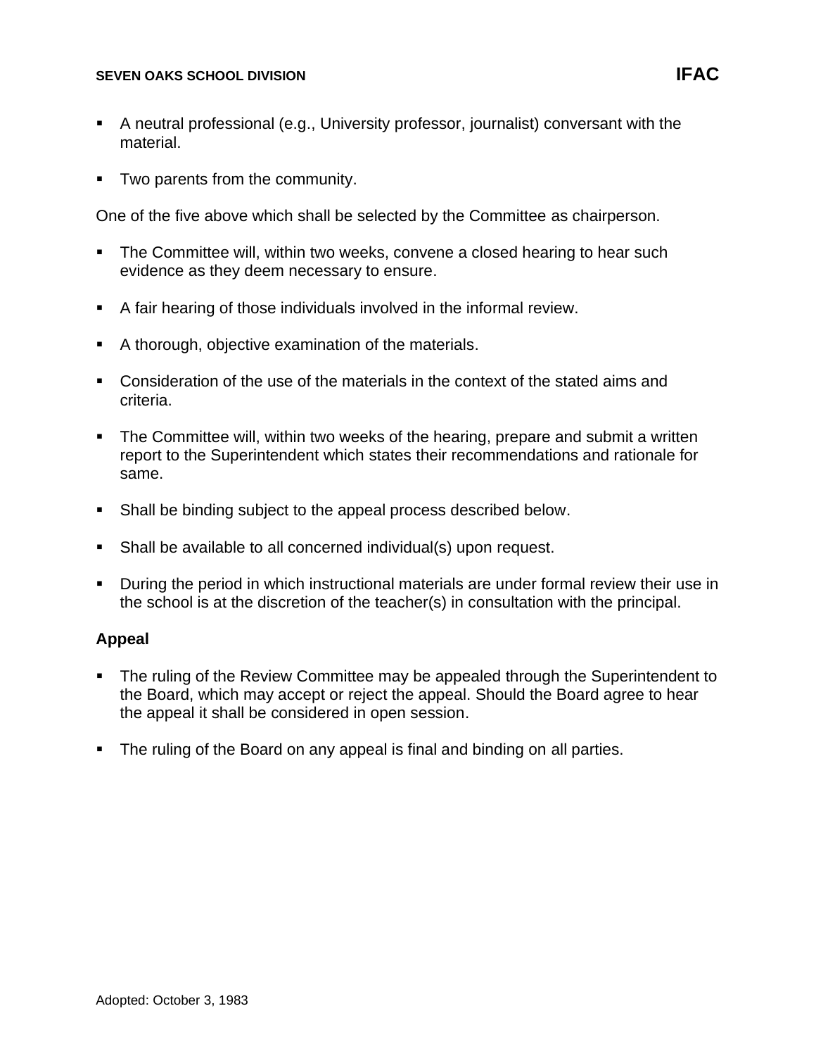- A neutral professional (e.g., University professor, journalist) conversant with the material.
- Two parents from the community.

One of the five above which shall be selected by the Committee as chairperson.

- The Committee will, within two weeks, convene a closed hearing to hear such evidence as they deem necessary to ensure.
- A fair hearing of those individuals involved in the informal review.
- A thorough, objective examination of the materials.
- Consideration of the use of the materials in the context of the stated aims and criteria.
- The Committee will, within two weeks of the hearing, prepare and submit a written report to the Superintendent which states their recommendations and rationale for same.
- Shall be binding subject to the appeal process described below.
- Shall be available to all concerned individual(s) upon request.
- During the period in which instructional materials are under formal review their use in the school is at the discretion of the teacher(s) in consultation with the principal.

**Appeal**

- The ruling of the Review Committee may be appealed through the Superintendent to the Board, which may accept or reject the appeal. Should the Board agree to hear the appeal it shall be considered in open session.
- The ruling of the Board on any appeal is final and binding on all parties.

Adopted: October 3, 1983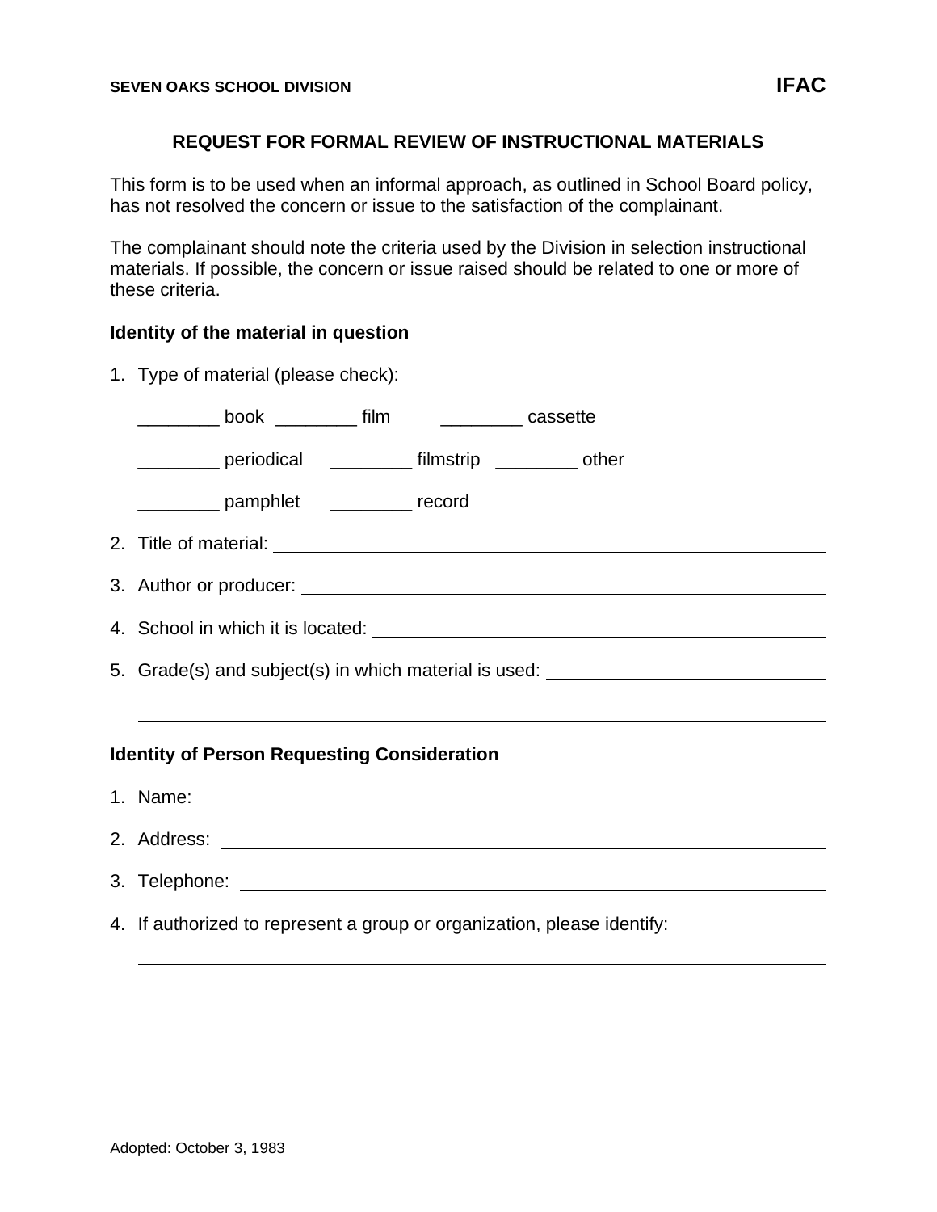SEVEN OAKS SCHOOL DIVISION **IFAC**

## REQUEST FOR FORMAL REVIEW OF INSTRUCTIONAL MATERIALS

This form is to be used when an informal approach, as outlined in School Board policy, has not resolved the concern or issue to the satisfaction of the complainant.

The complainant should note the criteria used by the Division in selection instructional materials. If possible, the concern or issue raised should be related to one or more of these criteria.

**Identity of the material in question**

1. Type of material (please check):

   ________ book ________ film ________ cassette

   ________ periodical ________ filmstrip ________ other

   ________ pamphlet ________ record

2. Title of material: ____________________________________________

3. Author or producer: ____________________________________________

4. School in which it is located: ____________________________________________

5. Grade(s) and subject(s) in which material is used: ____________________________________________

   ____________________________________________

**Identity of Person Requesting Consideration**

1. Name: ____________________________________________

2. Address: ____________________________________________

3. Telephone: ____________________________________________

4. If authorized to represent a group or organization, please identify:

   ____________________________________________

Adopted: October 3, 1983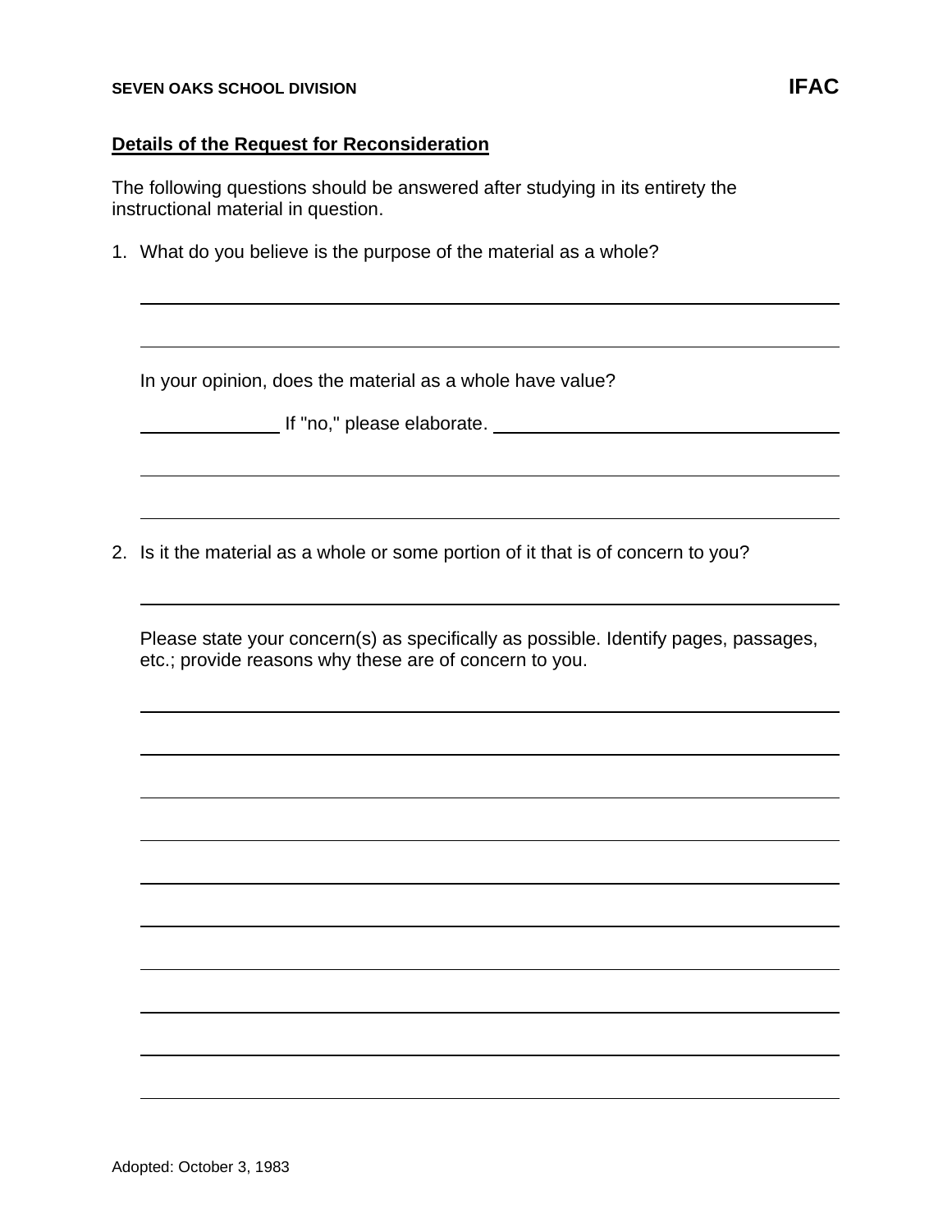## Details of the Request for Reconsideration

The following questions should be answered after studying in its entirety the instructional material in question.

1. What do you believe is the purpose of the material as a whole?

   ______________________________________________________________________

   ______________________________________________________________________

   In your opinion, does the material as a whole have value?

   ____________ If "no," please elaborate. ______________________________

   ______________________________________________________________________

   ______________________________________________________________________

2. Is it the material as a whole or some portion of it that is of concern to you?

   ______________________________________________________________________

   Please state your concern(s) as specifically as possible. Identify pages, passages, etc.; provide reasons why these are of concern to you.

   ______________________________________________________________________

   ______________________________________________________________________

   ______________________________________________________________________

   ______________________________________________________________________

   ______________________________________________________________________

   ______________________________________________________________________

   ______________________________________________________________________

   ______________________________________________________________________

   ______________________________________________________________________

   ______________________________________________________________________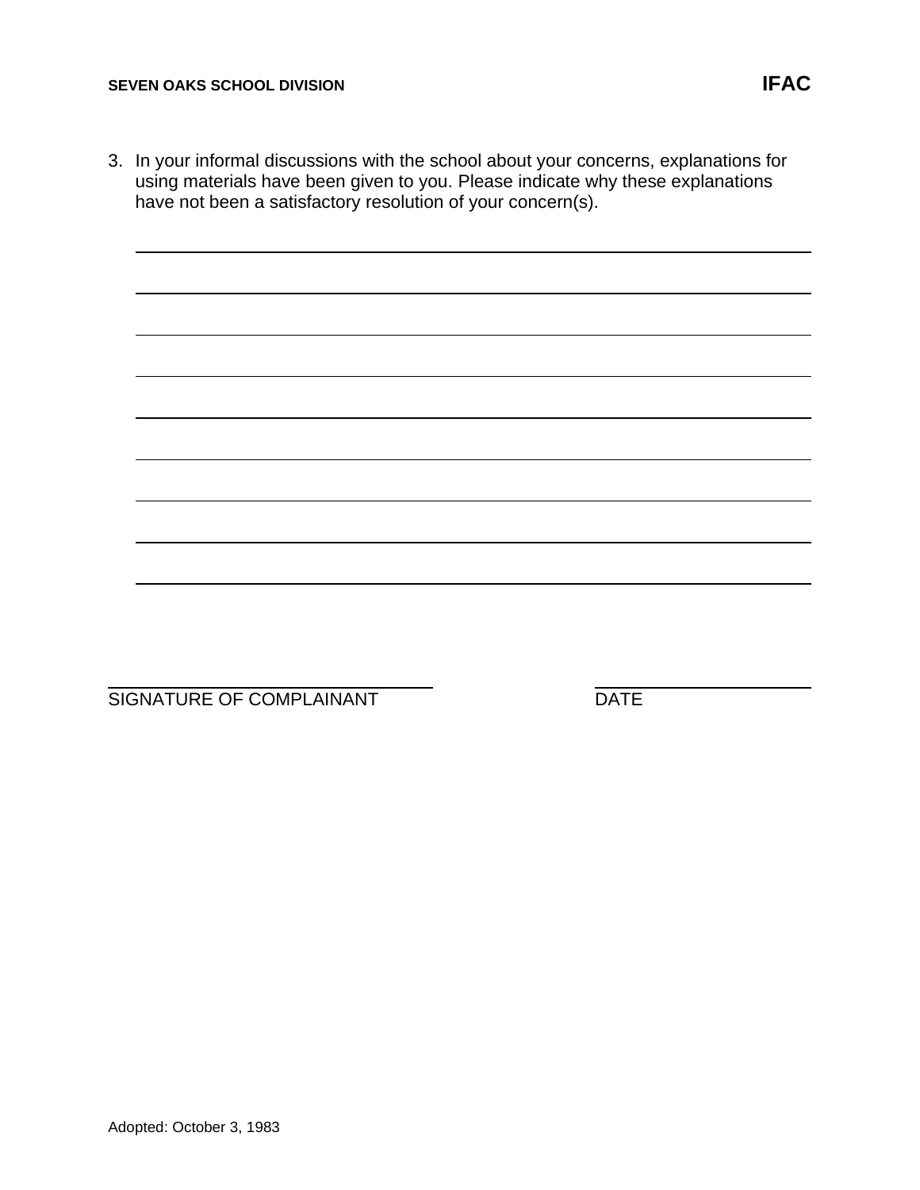3. In your informal discussions with the school about your concerns, explanations for using materials have been given to you. Please indicate why these explanations have not been a satisfactory resolution of your concern(s).

______________________________________________________________________

______________________________________________________________________

______________________________________________________________________

______________________________________________________________________

______________________________________________________________________

______________________________________________________________________

______________________________________________________________________

______________________________________________________________________

______________________________________________________________________

______________________________ ______________________
SIGNATURE OF COMPLAINANT DATE

Adopted: October 3, 1983